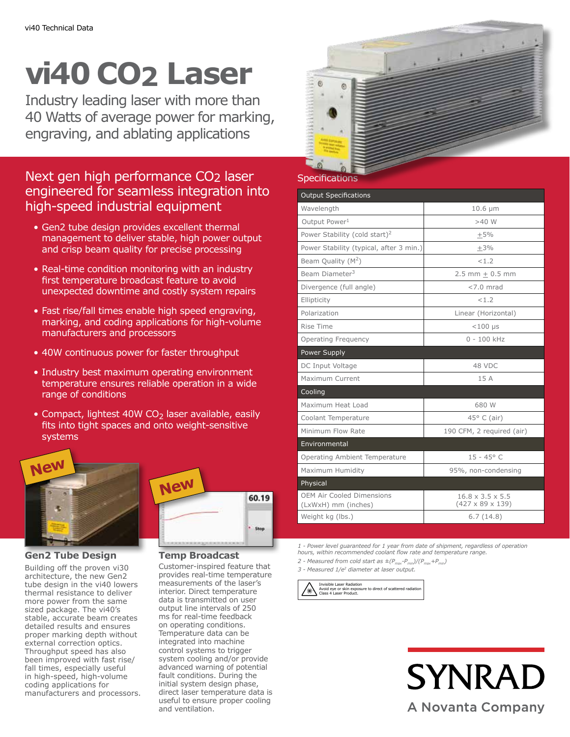vi40 Technical Data

# vi40 $CO_2$ Laser

Industry leading laser with more than 40 Watts of average power for marking, engraving, and ablating applications

## Next gen high performance $CO_2$ laser engineered for seamless integration into high-speed industrial equipment

- Gen2 tube design provides excellent thermal management to deliver stable, high power output and crisp beam quality for precise processing
- Real-time condition monitoring with an industry first temperature broadcast feature to avoid unexpected downtime and costly system repairs
- Fast rise/fall times enable high speed engraving, marking, and coding applications for high-volume manufacturers and processors
- 40W continuous power for faster throughput
- Industry best maximum operating environment temperature ensures reliable operation in a wide range of conditions
- Compact, lightest 40W $CO_2$ laser available, easily fits into tight spaces and onto weight-sensitive systems

New

### Gen2 Tube Design

Building off the proven vi30 architecture, the new Gen2 tube design in the vi40 lowers thermal resistance to deliver more power from the same sized package. The vi40's stable, accurate beam creates detailed results and ensures proper marking depth without external correction optics. Throughput speed has also been improved with fast rise/fall times, especially useful in high-speed, high-volume coding applications for manufacturers and processors.

New

60.19

Stop

### Temp Broadcast

Customer-inspired feature that provides real-time temperature measurements of the laser's interior. Direct temperature data is transmitted on user output line intervals of 250 ms for real-time feedback on operating conditions. Temperature data can be integrated into machine control systems to trigger system cooling and/or provide advanced warning of potential fault conditions. During the initial system design phase, direct laser temperature data is useful to ensure proper cooling and ventilation.

## Specifications

| Output Specifications | |
|---|---|
| Wavelength | 10.6 µm |
| Output Power[1] | >40 W |
| Power Stability (cold start)[2] | ±5% |
| Power Stability (typical, after 3 min.) | ±3% |
| Beam Quality ($M^2$) | <1.2 |
| Beam Diameter[3] | 2.5 mm ± 0.5 mm |
| Divergence (full angle) | <7.0 mrad |
| Ellipticity | <1.2 |
| Polarization | Linear (Horizontal) |
| Rise Time | <100 µs |
| Operating Frequency | 0 - 100 kHz |
| **Power Supply** | |
| DC Input Voltage | 48 VDC |
| Maximum Current | 15 A |
| **Cooling** | |
| Maximum Heat Load | 680 W |
| Coolant Temperature | 45° C (air) |
| Minimum Flow Rate | 190 CFM, 2 required (air) |
| **Environmental** | |
| Operating Ambient Temperature | 15 - 45° C |
| Maximum Humidity | 95%, non-condensing |
| **Physical** | |
| OEM Air Cooled Dimensions (LxWxH) mm (inches) | 16.8 x 3.5 x 5.5 (427 x 89 x 139) |
| Weight kg (lbs.) | 6.7 (14.8) |

*1 - Power level guaranteed for 1 year from date of shipment, regardless of operation hours, within recommended coolant flow rate and temperature range.*

*2 - Measured from cold start as $\pm(P_{max}-P_{min})/(P_{max}+P_{min})$*

*3 - Measured $1/e^2$ diameter at laser output.*

Invisible Laser Radiation
Avoid eye or skin exposure to direct of scattered radiation
Class 4 Laser Product.

SYNRAD
A Novanta Company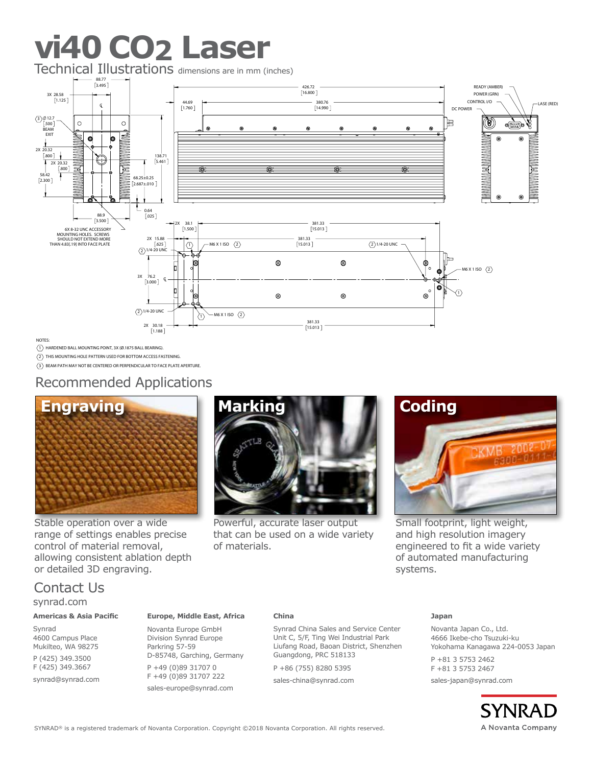# vi40 $CO_2$ Laser

## Technical Illustrations dimensions are in mm (inches)

88.77 [3.495]

3X 28.58 [1.125]

3 Ø 12.7 [.500] BEAM EXIT

2X 20.32 [.800]

2X 20.32 [.800]

58.42 [2.300]

68.25±0.25 [2.687±.010]

138.71 [5.461]

88.9 [3.500]

0.64 [.025]

6X 8-32 UNC ACCESSORY MOUNTING HOLES. SCREWS SHOULD NOT EXTEND MORE THAN 4.83[.19] INTO FACE PLATE

426.72 [16.800]

44.69 [1.760]

380.76 [14.990]

READY (AMBER)

POWER (GRN)

CONTROL I/O

LASE (RED)

DC POWER

2X 38.1 [1.500]

381.33 [15.013]

2X 15.88 [.625]

381.33 [15.013]

2 1/4-20 UNC

1 M6 X 1 ISO 2

2 1/4-20 UNC

3X 76.2 [3.000]

M6 X 1 ISO 2

1

2 1/4-20 UNC

1 M6 X 1 ISO 2

2X 30.18 [1.188]

381.33 [15.013]

NOTES:

1 HARDENED BALL MOUNTING POINT, 3X (Ø.1875 BALL BEARING).

2 THIS MOUNTING HOLE PATTERN USED FOR BOTTOM ACCESS FASTENING.

3 BEAM PATH MAY NOT BE CENTERED OR PERPENDICULAR TO FACE PLATE APERTURE.

## Recommended Applications

### Engraving

Stable operation over a wide range of settings enables precise control of material removal, allowing consistent ablation depth or detailed 3D engraving.

### Marking

Powerful, accurate laser output that can be used on a wide variety of materials.

### Coding

Small footprint, light weight, and high resolution imagery engineered to fit a wide variety of automated manufacturing systems.

## Contact Us

synrad.com

**Americas & Asia Pacific**

Synrad
4600 Campus Place
Mukilteo, WA 98275

P (425) 349.3500
F (425) 349.3667

synrad@synrad.com

**Europe, Middle East, Africa**

Novanta Europe GmbH
Division Synrad Europe
Parkring 57-59
D-85748, Garching, Germany

P +49 (0)89 31707 0
F +49 (0)89 31707 222

sales-europe@synrad.com

**China**

Synrad China Sales and Service Center
Unit C, 5/F, Ting Wei Industrial Park
Liufang Road, Baoan District, Shenzhen
Guangdong, PRC 518133

P +86 (755) 8280 5395

sales-china@synrad.com

**Japan**

Novanta Japan Co., Ltd.
4666 Ikebe-cho Tsuzuki-ku
Yokohama Kanagawa 224-0053 Japan

P +81 3 5753 2462
F +81 3 5753 2467

sales-japan@synrad.com

SYNRAD
A Novanta Company

SYNRAD® is a registered trademark of Novanta Corporation. Copyright ©2018 Novanta Corporation. All rights reserved.